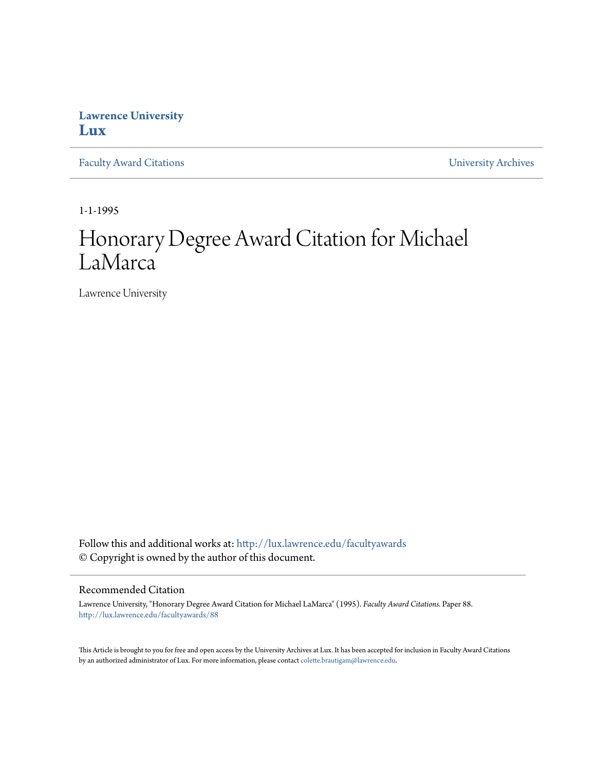Lawrence University
**Lux**

Faculty Award Citations

University Archives

1-1-1995

# Honorary Degree Award Citation for Michael LaMarca

Lawrence University

Follow this and additional works at: http://lux.lawrence.edu/facultyawards
© Copyright is owned by the author of this document.

## Recommended Citation

Lawrence University, "Honorary Degree Award Citation for Michael LaMarca" (1995). *Faculty Award Citations.* Paper 88.
http://lux.lawrence.edu/facultyawards/88

This Article is brought to you for free and open access by the University Archives at Lux. It has been accepted for inclusion in Faculty Award Citations by an authorized administrator of Lux. For more information, please contact colette.brautigam@lawrence.edu.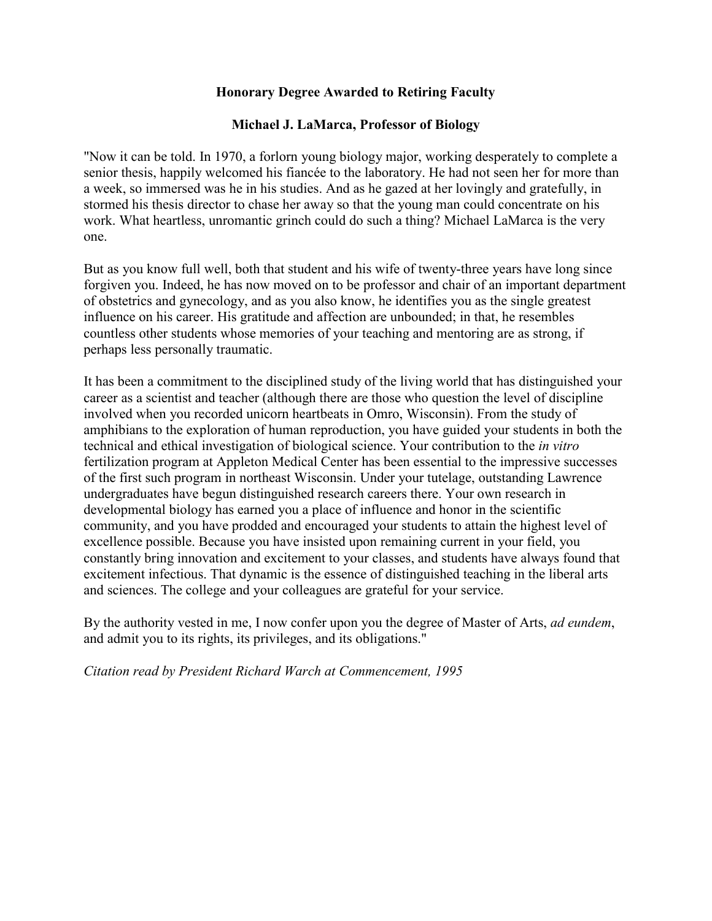## Honorary Degree Awarded to Retiring Faculty

## Michael J. LaMarca, Professor of Biology

"Now it can be told. In 1970, a forlorn young biology major, working desperately to complete a senior thesis, happily welcomed his fiancée to the laboratory. He had not seen her for more than a week, so immersed was he in his studies. And as he gazed at her lovingly and gratefully, in stormed his thesis director to chase her away so that the young man could concentrate on his work. What heartless, unromantic grinch could do such a thing? Michael LaMarca is the very one.

But as you know full well, both that student and his wife of twenty-three years have long since forgiven you. Indeed, he has now moved on to be professor and chair of an important department of obstetrics and gynecology, and as you also know, he identifies you as the single greatest influence on his career. His gratitude and affection are unbounded; in that, he resembles countless other students whose memories of your teaching and mentoring are as strong, if perhaps less personally traumatic.

It has been a commitment to the disciplined study of the living world that has distinguished your career as a scientist and teacher (although there are those who question the level of discipline involved when you recorded unicorn heartbeats in Omro, Wisconsin). From the study of amphibians to the exploration of human reproduction, you have guided your students in both the technical and ethical investigation of biological science. Your contribution to the *in vitro* fertilization program at Appleton Medical Center has been essential to the impressive successes of the first such program in northeast Wisconsin. Under your tutelage, outstanding Lawrence undergraduates have begun distinguished research careers there. Your own research in developmental biology has earned you a place of influence and honor in the scientific community, and you have prodded and encouraged your students to attain the highest level of excellence possible. Because you have insisted upon remaining current in your field, you constantly bring innovation and excitement to your classes, and students have always found that excitement infectious. That dynamic is the essence of distinguished teaching in the liberal arts and sciences. The college and your colleagues are grateful for your service.

By the authority vested in me, I now confer upon you the degree of Master of Arts, *ad eundem*, and admit you to its rights, its privileges, and its obligations."

*Citation read by President Richard Warch at Commencement, 1995*